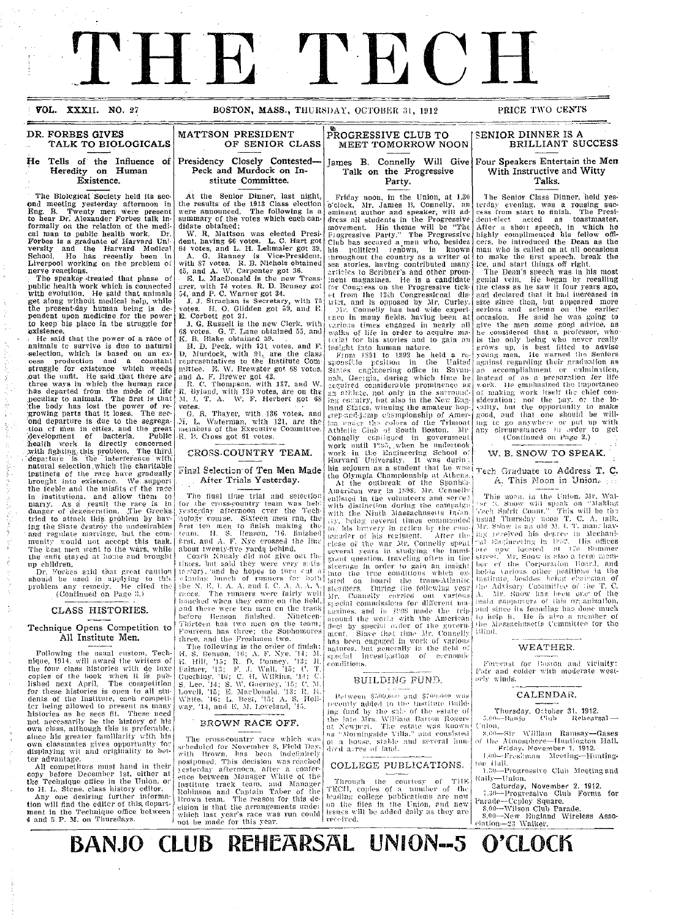# THE TECH

VOL. XXXII. NO. 27 BOSTON, MASS., THURSDAY, OCTOBER 31, 1912 PRICE TWO CENTS

## DR. FORBES GIVES TALK TO BIOLOGICALS

### He Tells of the Influence of Heredity on Human Existence.

The Biological Society held its second meeting yesterday afternoon in Eng. B. Twenty men were present to hear Dr. Alexander Forbes talk informally on the relation of the medical man to public health work. Dr. Forbes is a graduate of Harvard University and the Harvard Medical School. He has recently been in Liverpool working on the problem of nerve reactions.

The speaker treated that phase of public health work which is connected with evolution. He said that animals get along without medical help, while the present-day human being is dependent upon medicine for the power to keep his place in the struggle for existence.

He said that the power of a race of animals to survive is due to natural selection, which is based on an excess production and a constant struggle for existence which weeds out the unfit. He said that there are three ways in which the human race has departed from the mode of life peculiar to animals. The first is that the body has lost the power of regrowing parts that it loses. The second departure is due to the segregation of men in cities, and the great development of bacteria. Public health work is directly concerned with fighting this problem. The third departure is the interference with natural selection which the charitable instincts of the race have gradually brought into existence. We support the feeble and the misfits of the race in institutions, and allow them to marry. As a result the race is in danger of degeneration. The Greeks tried to attack this problem by having the State destroy the undesirables and regulate marriage, but the community would not accept this task. The best men went to the wars, while the unfit stayed at home and brought up children.

Dr. Forbes said that great caution should be used in applying to this problem any remedy. He cited the (Continued on Page 3.)

## CLASS HISTORIES.

### Technique Opens Competition to All Institute Men.

Following the usual custom, Technique, 1914, will award the writers of the four class histories with de luxe copies of the book when it is published next April. The competition for these histories is open to all students of the Institute, each competitor being allowed to present as many histories as he sees fit. These need not necessarily be the history of his own class, although this is preferable, since his greater familiarity with his own classmates gives opportunity for displaying wit and originality to better advantage.

All competitors must hand in their copy before December 1st, either at the Technique office in the Union, or to H. L. Stone, class history editor.

Any one desiring further information will find the editor of this department in the Technique office between 4 and 5 P. M. on Thursdays.

## MATTSON PRESIDENT OF SENIOR CLASS

### Presidency Closely Contested—Peck and Murdock on Institute Committee.

At the Senior Dinner, last night, the results of the 1913 Class election were announced. The following is a summary of the votes which each candidate obtained:

W. R. Mattson was elected President, having 66 votes. L. C. Hart got 64 votes, and L. H. Lehmaier got 39.

A. G. Ranney is Vice-President, with 87 votes. R. B. Nichols obtained 45, and A. W. Carpenter got 36.

E. L. MacDonald is the new Treasurer, with 74 votes. R. D. Benney got 54, and P. C. Warner got 34.

J. J. Strachan is Secretary, with 75 votes. H. O. Glidden got 59, and E. E. Corbett got 31.

J. G. Russell is the new Clerk, with 68 votes. G. T. Lane obtained 55, and K. B. Blake obtained 39.

H. D. Peck, with 131 votes, and F. D. Murdock, with 91, are the class representatives to the Institute Committee. E. W. Brewster got 68 votes, and A. F. Brewer got 42.

R. C. Thompson, with 137, and W. R. Gyland, with 120 votes, are on the M. I. T. A. A. W. F. Herbert got 68 votes.

G. R. Thayer, with 136 votes, and M. L. Waterman, with 121, are the members of the Executive Committee. R. B. Cross got 61 votes.

## CROSS-COUNTRY TEAM.

### Final Selection of Ten Men Made After Trials Yesterday.

The final time trial and selection for the cross-country team was held yesterday afternoon over the Technology course. Sixteen men ran, the first ten men to finish making the team. H. S. Benson, '16, finished first, and A. F. Nye crossed the line about twenty-five yards behind.

Coach Kanaly did not give out the times, but said they were very satisfactory, and he hopes to turn out a winning bunch of runners for both the N. E. I. A. A. and I. C. A. A. A. A. races. The runners were fairly well bunched when they came on the field, and there were ten men on the track before Benson finished. Nineteen-Thirteen has two men on the team; Fourteen has three; the Sophomores three, and the Freshmen two.

The following is the order of finish: H. S. Benson, '16; A. F. Nye, '14; M. E. Hill, '15; R. D. Romney, '13; R. Palmer, '13; F. J. Wall, '15; C. T. Guething, '16; C. H. Wilkins, '14; C. S. Lee, '14; S. W. Guerney, '15; C. M. Lovell, '15; E. MacDonald, '13; R. H. White, '16; L. Best, '15; A. S. Holloway, '14, and E. M. Loveland, '15.

## BROWN RACE OFF.

The cross-country race which was scheduled for November 8, Field Day, with Brown, has been indefinitely postponed. This decision was reached yesterday afternoon, after a conference between Manager White of the Institute track team, and Manager Robinson and Captain Taber of the Brown team. The reason for this decision is that the arrangements under which last year's race was run could not be made for this year.

## PROGRESSIVE CLUB TO MEET TOMORROW NOON

### James B. Connelly Will Give Talk on the Progressive Party.

Friday noon, in the Union, at 1.30 o'clock, Mr. James B. Connelly, an eminent author and speaker, will address all students in the Progressive movement. His theme will be "The Progressive Party." The Progressive Club has secured a man who, besides his political renown, is known throughout the country as a writer of sea stories, having contributed many articles to Scribner's and other prominent magazines. He is a candidate for Congress on the Progressive ticket from the 12th Congressional district, and is opposed by Mr. Curley.

Mr. Connelly has had wide experience in many fields, having been at various times engaged in nearly all walks of life in order to acquire material for his stories and to gain an insight into human nature.

From 1891 to 1893 he held a responsible position in the United States engineering office in Savannah, Georgia, during which time he acquired considerable prominence as an athlete, not only in the surrounding country, but also in the New England States, winning the amateur hop-step-and-jump championship of America under the colors of the Trimont Athletic Club of South Boston. Mr. Connelly continued in government work until 1895, when he undertook work in the Engineering School of Harvard University. It was during his sojourn as a student that he won the Olympia Championship at Athens.

At the outbreak of the Spanish-American war in 1898, Mr. Connelly enlisted in the volunteers and served with distinction during the campaign with the Ninth Massachusetts Infantry, being several times commended for his bravery in action by the commander of his regiment. After the close of the war Mr. Connelly spent several years in studying the immigrant question, traveling often in the steerage in order to gain an insight into the true conditions which existed on board the trans-Atlantic steamers. During the following year Mr. Connelly carried out various special commissions for different magazines, and in 1908 made the trip around the world with the American fleet by special order of the government. Since that time Mr. Connelly has been engaged in work of various natures, but generally in the field of special investigation of economic conditions.

## BUILDING FUND.

Between $500,000 and $700,000 was recently added to the Institute Building fund by the sale of the estate of the late Mrs. William Barton Rogers at Newport. The estate was known as "Morningside Villa," and consisted of a house, stable and several hundred acres of land.

## COLLEGE PUBLICATIONS.

Through the courtesy of THE TECH, copies of a number of the leading college publications are now on the files in the Union, and new issues will be added daily as they are received.

## SENIOR DINNER IS A BRILLIANT SUCCESS

### Four Speakers Entertain the Men With Instructive and Witty Talks.

The Senior Class Dinner, held yesterday evening, was a rousing success from start to finish. The President-elect acted as toastmaster. After a short speech, in which he highly complimented his fellow officers, he introduced the Dean as the man who is called on at all occasions to make the first speech, break the ice, and start things off right.

The Dean's speech was in his most genial vein. He began by recalling the class as he saw it four years ago, and declared that it had increased in size since then, but appeared more serious and solemn on the earlier occasion. He said he was going to give the men some good advice, as he considered that a professor, who is the only being who never really grows up, is best fitted to advise young men. He warned the Seniors against regarding their graduation as an accomplishment or culmination, instead of as a preparation for life work. He emphasized the importance of making work itself the chief consideration; not the pay, or the locality, but the opportunity to make good, and that one should be willing to go anywhere or put up with any circumstances in order to get (Continued on Page 2.)

## W. B. SNOW TO SPEAK.

### Tech Graduate to Address T. C. A. This Noon in Union.

This noon, in the Union, Mr. Walter B. Snow will speak on "Making Tech Spirit Count." This will be the usual Thursday noon T. C. A. talk. Mr. Snow is an old M. I. T. man, having received his degree in Mechanical Engineering in 1882. His offices are now located at 170 Summer street. Mr. Snow is also a term member of the Corporation Board, and holds various other positions in the Institute, besides being chairman of the Advisory Committee of the T. C. A. Mr. Snow has been one of the main supporters of this organization, and since its founding has done much to help it. He is also a member of the Massachusetts Committee for the Blind.

## WEATHER.

Forecast for Boston and vicinity: Fair and colder with moderate westerly winds.

## CALENDAR.

Thursday, October 31, 1912.

5.00—Banjo Club Rehearsal—Union.

8.00—Sir William Ramsay—Gases of the Atmosphere—Huntington Hall.

Friday, November 1, 1912.

1.00—Freshman Meeting—Huntington Hall.

1.30—Progressive Club Meeting and Rally—Union.

Saturday, November 2, 1912.

7.30—Progressive Club Forms for Parade—Copley Square.

8.00—Wilson Club Parade.

8.00—New England Wireless Association—23 Walker.

# BANJO CLUB REHEARSAL UNION--5 O'CLOCK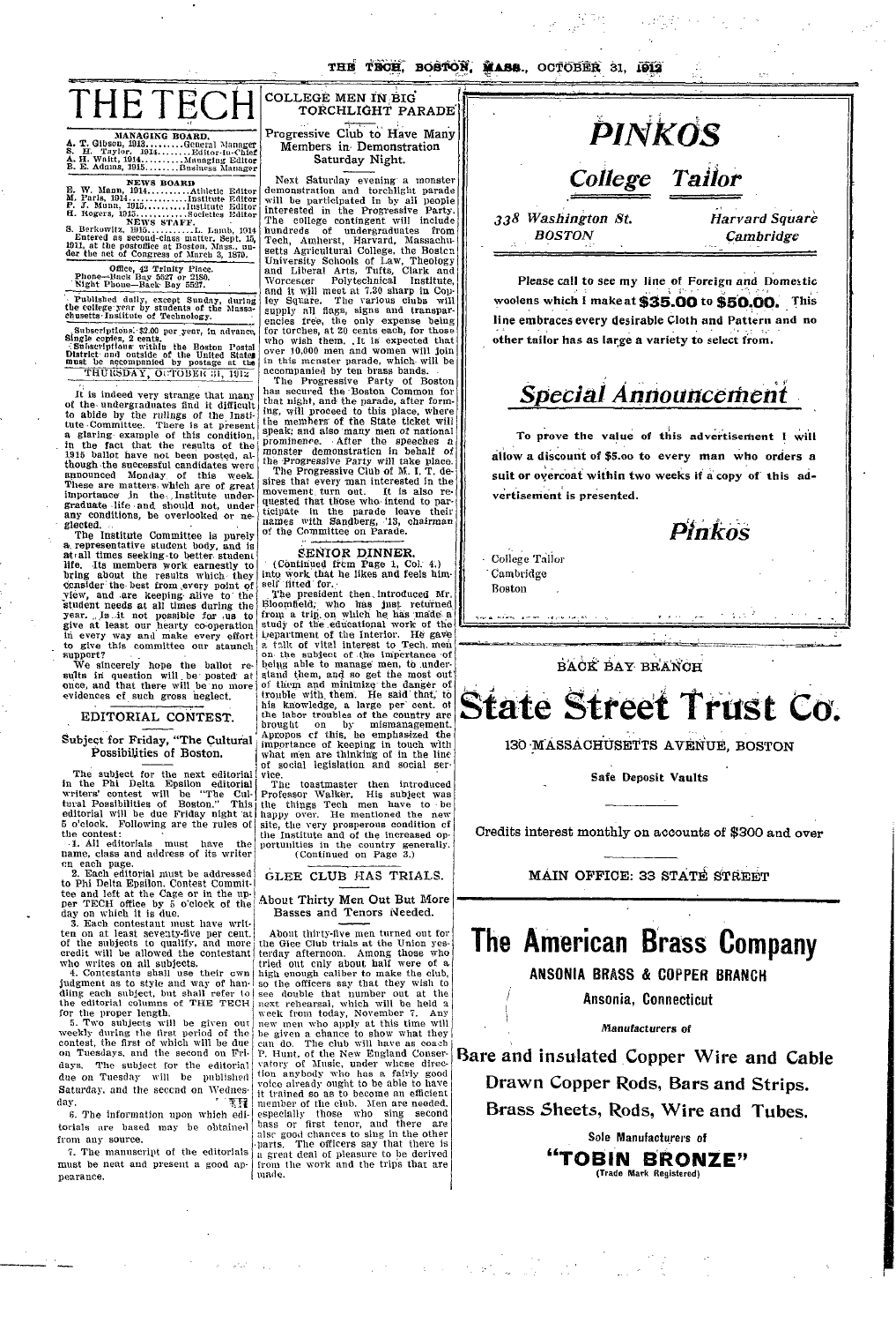# THE TECH

**MANAGING BOARD.**

A. T. Gibson, 1913.........General Manager
S. H. Taylor, 1914.......Editor-in-Chief
A. H. Waitt, 1914.........Managing Editor
B. E. Adams, 1915.........Business Manager

**NEWS BOARD**

E. W. Mann, 1914..........Athletic Editor
M. Paris, 1914.............Institute Editor
P. J. Munn, 1915..........Institute Editor
H. Rogers, 1915...........Societies Editor

**NEWS STAFF.**

S. Berkowitz, 1915.........L. Lamb, 1914

Entered as second-class matter, Sept. 15, 1911, at the postoffice at Boston, Mass., under the act of Congress of March 3, 1879.

Office, 42 Trinity Place.
Phone—Back Bay 5527 or 2180.
Night Phone—Back Bay 5527.

Published daily, except Sunday, during the college year by students of the Massachusetts Institute of Technology.

Subscriptions: $2.00 per year, in advance. Single copies, 2 cents.
Subscriptions within the Boston Postal District and outside of the United States must be accompanied by postage at the

THURSDAY, OCTOBER 31, 1912

It is indeed very strange that many of the undergraduates find it difficult to abide by the rulings of the Institute Committee. There is at present a glaring example of this condition, in the fact that the results of the 1915 ballot have not been posted, although the successful candidates were announced Monday of this week. These are matters which are of great importance in the Institute undergraduate life and should not, under any conditions, be overlooked or neglected.

The Institute Committee is purely a representative student body, and is at all times seeking to better student life. Its members work earnestly to bring about the results which they consider the best from every point of view, and are keeping alive to the student needs at all times during the year. Is it not possible for us to give at least our hearty co-operation in every way and make every effort to give this committee our staunch support?

We sincerely hope the ballot results in question will be posted at once, and that there will be no more evidences of such gross neglect.

## EDITORIAL CONTEST.

### Subject for Friday, "The Cultural Possibilities of Boston."

The subject for the next editorial in the Phi Delta Epsilon editorial writers' contest will be "The Cultural Possibilities of Boston." This editorial will be due Friday night at 5 o'clock. Following are the rules of the contest:

1. All editorials must have the name, class and address of its writer on each page.
2. Each editorial must be addressed to Phi Delta Epsilon Contest Committee and left at the Cage or in the upper TECH office by 5 o'clock of the day on which it is due.
3. Each contestant must have written on at least seventy-five per cent. of the subjects to qualify, and more credit will be allowed the contestant who writes on all subjects.
4. Contestants shall use their own judgment as to style and way of handling each subject, but shall refer to the editorial columns of THE TECH for the proper length.
5. Two subjects will be given out weekly during the first period of the contest, the first of which will be due on Tuesdays, and the second on Fridays. The subject for the editorial due on Tuesday will be published Saturday, and the second on Wednesday.
6. The information upon which editorials are based may be obtained from any source.
7. The manuscript of the editorials must be neat and present a good appearance.

## COLLEGE MEN IN BIG TORCHLIGHT PARADE

### Progressive Club to Have Many Members in Demonstration Saturday Night.

Next Saturday evening a monster demonstration and torchlight parade will be participated in by all people interested in the Progressive Party. The college contingent will include hundreds of undergraduates from Tech, Amherst, Harvard, Massachusetts Agricultural College, the Boston University Schools of Law, Theology and Liberal Arts, Tufts, Clark and Worcester Polytechnical Institute, and it will meet at 7.30 sharp in Copley Square. The various clubs will supply all flags, signs and transparencies free, the only expense being for torches, at 20 cents each, for those who wish them. It is expected that over 10,000 men and women will join in this monster parade, which will be accompanied by ten brass bands.

The Progressive Party of Boston has secured the Boston Common for that night, and the parade, after forming, will proceed to this place, where the members of the State ticket will speak; and also many men of national prominence. After the speeches a monster demonstration in behalf of the Progressive Party will take place.

The Progressive Club of M. I. T. desires that every man interested in the movement turn out. It is also requested that those who intend to participate in the parade leave their names with Sandberg, '13, chairman of the Committee on Parade.

## SENIOR DINNER.

(Continued from Page 1, Col. 4.)

into work that he likes and feels himself fitted for.

The president then introduced Mr. Bloomfield, who has just returned from a trip on which he has made a study of the educational work of the Department of the Interior. He gave a talk of vital interest to Tech men on the subject of the importance of being able to manage men, to understand them, and so get the most out of them and minimize the danger of trouble with them. He said that, to his knowledge, a large per cent. of the labor troubles of the country are brought on by mismanagement. Apropos of this, he emphasized the importance of keeping in touch with what men are thinking of in the line of social legislation and social service.

The toastmaster then introduced Professor Walker. His subject was the things Tech men have to be happy over. He mentioned the new site, the very prosperous condition of the Institute and of the increased opportunities in the country generally.

(Continued on Page 3.)

## GLEE CLUB HAS TRIALS.

### About Thirty Men Out But More Basses and Tenors Needed.

About thirty-five men turned out for the Glee Club trials at the Union yesterday afternoon. Among those who tried out only about half were of a high enough calliber to make the club, so the officers say that they wish to see double that number out at the next rehearsal, which will be held a week from today, November 7. Any new men who apply at this time will be given a chance to show what they can do. The club will have as coach P. Hunt, of the New England Conservatory of Music, under whose direction anybody who has a fairly good voice already ought to be able to have it trained so as to become an efficient member of the club. Men are needed, especially those who sing second bass or first tenor, and there are also good chances to sing in the other parts. The officers say that there is a great deal of pleasure to be derived from the work and the trips that are made.

---

# PINKOS

## College Tailor

*338 Washington St.* *BOSTON* — *Harvard Square* *Cambridge*

Please call to see my line of Foreign and Domestic woolens which I make at **$35.00 to $50.00.** This line embraces every desirable Cloth and Pattern and no other tailor has as large a variety to select from.

## *Special Announcement*

To prove the value of this advertisement I will allow a discount of $5.00 to every man who orders a suit or overcoat within two weeks if a copy of this advertisement is presented.

*Pinkos*

College Tailor
Cambridge
Boston

---

BACK BAY BRANCH

# State Street Trust Co.

130 MASSACHUSETTS AVENUE, BOSTON

Safe Deposit Vaults

Credits interest monthly on accounts of $300 and over

MAIN OFFICE: 33 STATE STREET

---

# The American Brass Company

**ANSONIA BRASS & COPPER BRANCH**

Ansonia, Connecticut

*Manufacturers of*

**Bare and Insulated Copper Wire and Cable**

**Drawn Copper Rods, Bars and Strips.**

**Brass Sheets, Rods, Wire and Tubes.**

Sole Manufacturers of

**"TOBIN BRONZE"**

(Trade Mark Registered)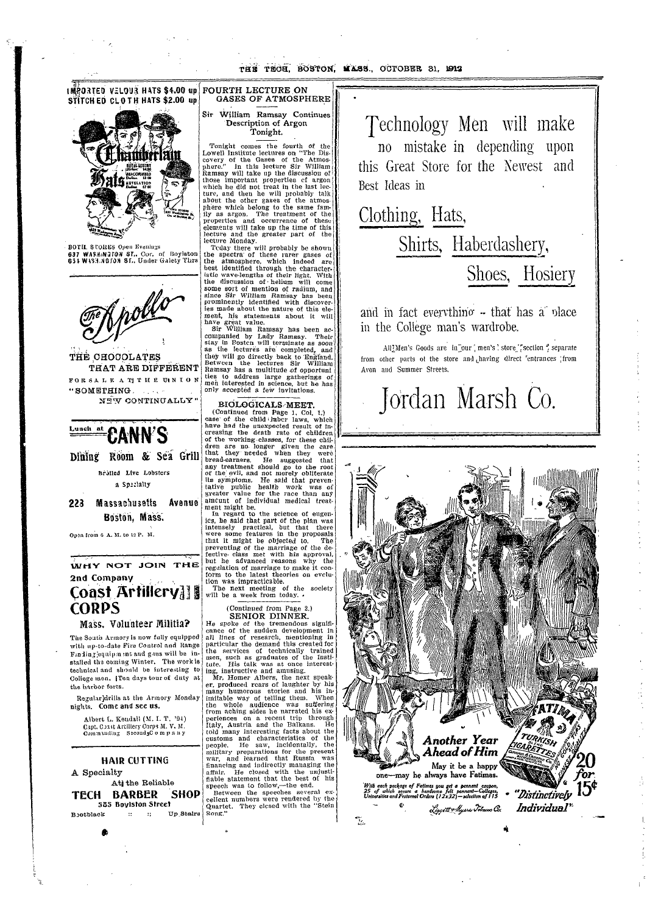IMPORTED VELOUR HATS $4.00 up
STITCHED CLOTH HATS $2.00 up

Chamberlain Hats

BOTH STORES Open Evenings
637 WASHINGTON ST., Cor. of Boylston
651 WASHINGTON ST., Under Gaiety Thtr

---

The Apollo

THE CHOCOLATES THAT ARE DIFFERENT

FOR SALE AT THE UNION

"SOMETHING NEW CONTINUALLY"

---

Lunch at CANN'S

Dining Room & Sea Grill

Broiled Live Lobsters a Specialty

228 Massachusetts Avenue
Boston, Mass.

Open from 6 A. M. to 12 P. M.

---

WHY NOT JOIN THE 2nd Company

Coast Artillery CORPS

Mass. Volunteer Militia?

The South Armory is now fully equipped with up-to-date Fire Control and Range Finding equipment and guns will be installed this coming Winter. The work is technical and should be interesting to College men. Ten days tour of duty at the harbor forts.

Regular drills at the Armory Monday nights. Come and see us.

Albert L. Kendall (M. I. T. '94)
Capt. Coast Artillery Corps M. V. M.
Commanding Second Company

---

HAIR CUTTING
A Specialty
At the Reliable
TECH BARBER SHOP
585 Boylston Street
Bootblack :: :: Up Stairs

---

## FOURTH LECTURE ON GASES OF ATMOSPHERE

### Sir William Ramsay Continues Description of Argon Tonight.

Tonight comes the fourth of the Lowell Institute lectures on "The Discovery of the Gases of the Atmosphere." In this lecture Sir William Ramsay will take up the discussion of those important properties of argon which he did not treat in the last lecture, and then he will probably talk about the other gases of the atmosphere which belong to the same family as argon. The treatment of the properties and occurrence of these elements will take up the time of this lecture and the greater part of the lecture Monday.

Today there will probably be shown the spectra of these rarer gases of the atmosphere, which indeed are best identified through the characteristic wave-lengths of their light. With the discussion of helium will come some sort of mention of radium, and since Sir William Ramsay has been prominently identified with discoveries made about the nature of this element, his statements about it will have great value.

Sir William Ramsay has been accompanied by Lady Ramsay. Their stay in Boston will terminate as soon as the lectures are completed, and they will go directly back to England. Between the lectures Sir William Ramsay has a multitude of opportunities to address large gatherings of men interested in science, but he has only accepted a few invitations.

## BIOLOGICALS MEET.

(Continued from Page 1, Col. 1.)

case of the child labor laws, which have had the unexpected result of increasing the death rate of children of the working classes, for these children are no longer given the care that they needed when they were bread-earners. He suggested that any treatment should go to the root of the evil, and not merely obliterate its symptoms. He said that preventative public health work was of greater value for the race than any amount of individual medical treatment might be.

In regard to the science of eugenics, he said that part of the plan was intensely practical, but that there were some features in the proposals that it might be objected to. The preventing of the marriage of the defective class met with his approval, but he advanced reasons why the regulation of marriage to make it conform to the latest theories on evolution was impracticable.

The next meeting of the society will be a week from today.

(Continued from Page 2.)

## SENIOR DINNER.

He spoke of the tremendous significance of the sudden development in all lines of research, mentioning in particular the demand this created for the services of technically trained men, such as graduates of the Institute. His talk was at once interesting, instructive and amusing.

Mr. Homer Albers, the next speaker, produced roars of laughter by his many humorous stories and his inimitable way of telling them. When the whole audience was suffering from aching sides he narrated his experiences on a recent trip through Italy, Austria and the Balkans. He told many interesting facts about the customs and characteristics of the people. He saw, incidentally, the military preparations for the present war, and learned that Russia was financing and indirectly managing the affair. He closed with the unjustifiable statement that the best of his speech was to follow,—the end.

Between the speeches several excellent numbers were rendered by the Quartet. They closed with the "Stein Song."

---

Technology Men will make no mistake in depending upon this Great Store for the Newest and Best Ideas in

Clothing, Hats,

Shirts, Haberdashery,

Shoes, Hosiery

and in fact everything -- that has a place in the College man's wardrobe.

All Men's Goods are in our men's store section separate from other parts of the store and having direct entrances from Avon and Summer Streets.

Jordan Marsh Co.

---

Another Year Ahead of Him

May it be a happy one—may he always have Fatimas.

With each package of Fatimas you get a pennant coupon, 25 of which secure a handsome felt pennant—Colleges, Universities and Fraternal Orders (12x32)—selection of 115

FATIMA TURKISH BLEND CIGARETTES

20 for 15¢

"Distinctively Individual"

Liggett & Myers Tobacco Co.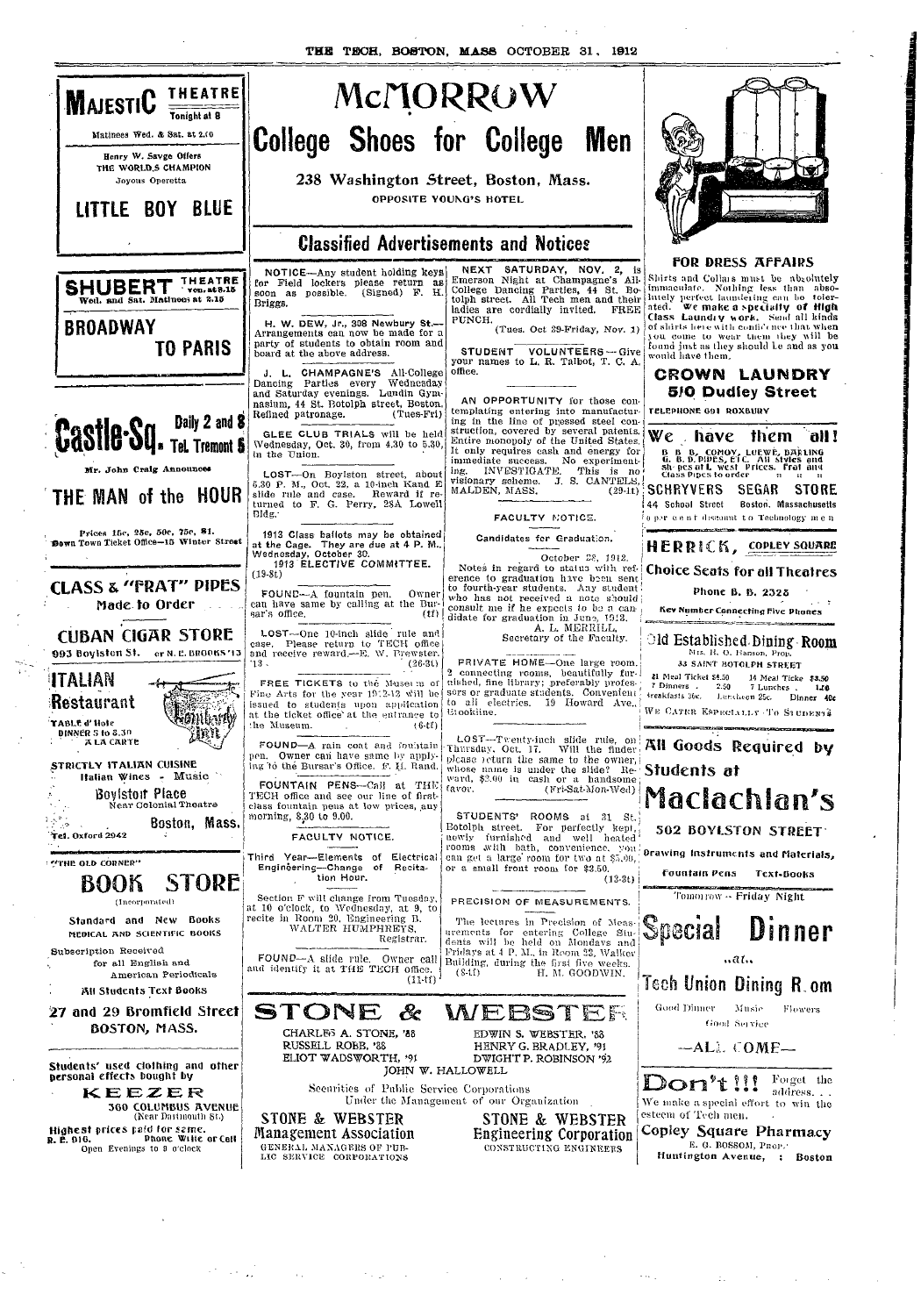**MAJESTIC THEATRE**
Tonight at 8

Matinees Wed. & Sat. at 2.00

Henry W. Savge Offers
THE WORLD'S CHAMPION
Joyous Operetta

**LITTLE BOY BLUE**

**SHUBERT THEATRE** Even. at 8.15
Wed. and Sat. Matinees at 2.15

**BROADWAY TO PARIS**

**Castle Sq.** Daily 2 and 8
Tel. Tremont 5

Mr. John Craig Announces

**THE MAN of the HOUR**

Prices 15c, 25c, 50c, 75c, $1.
Down Town Ticket Office—15 Winter Street

**CLASS & "FRAT" PIPES**
Made to Order

**CUBAN CIGAR STORE**
993 Boylston St. or N. E. BROOKS '13

**ITALIAN Restaurant**

TABLE d'Hote
DINNER 5 to 8.30
A LA CARTE

STRICTLY ITALIAN CUISINE
Italian Wines - Music

Boylston Place
Near Colonial Theatre

Boston, Mass.
Tel. Oxford 2942

"THE OLD CORNER"

**BOOK STORE**
(Incorporated)

Standard and New Books
MEDICAL AND SCIENTIFIC BOOKS

Subscription Received
for all English and
American Periodicals

All Students Text Books

27 and 29 Bromfield Street
BOSTON, MASS.

Students' used clothing and other personal effects bought by

**KEEZER**
360 COLUMBUS AVENUE
(Near Dartmouth St.)

Highest prices paid for same.
B. B. 916. Phone Write or Call
Open Evenings to 9 o'clock

# McMORROW

# College Shoes for College Men

238 Washington Street, Boston, Mass.
OPPOSITE YOUNG'S HOTEL

## Classified Advertisements and Notices

NOTICE—Any student holding keys for Field lockers please return as soon as possible. (Signed) F. H. Briggs.

H. W. DEW, Jr., 308 Newbury St.—Arrangements can now be made for a party of students to obtain room and board at the above address.

J. L. CHAMPAGNE'S All-College Dancing Parties every Wednesday and Saturday evenings. Landin Gymnasium, 44 St. Botolph street, Boston. Refined patronage. (Tues-Fri)

GLEE CLUB TRIALS will be held Wednesday, Oct. 30, from 4.30 to 5.30, in the Union.

LOST—On Boylston street, about 5.30 P. M., Oct. 22, a 10-inch Kand E slide rule and case. Reward if returned to F. G. Perry, 28A Lowell Bldg.

1913 Class ballots may be obtained at the Cage. They are due at 4 P. M., Wednesday, October 30.
1913 ELECTIVE COMMITTEE.
(19-8t)

FOUND—A fountain pen. Owner can have same by calling at the Bursar's office. (tf)

LOST—One 10-inch slide rule and case. Please return to TECH office and receive reward.—E. W. Brewster, '13. (26-3t)

FREE TICKETS to the Museum of Fine Arts for the year 1912-13 will be issued to students upon application at the ticket office at the entrance to the Museum. (6-tf)

FOUND—A rain coat and fountain pen. Owner can have same by applying to the Bursar's Office. F. H. Rand.

FOUNTAIN PENS—Call at THE TECH office and see our line of first-class fountain pens at low prices, any morning, 8.30 to 9.00.

FACULTY NOTICE.

Third Year—Elements of Electrical Engineering—Change of Recitation Hour.

Section F will change from Tuesday, at 10 o'clock, to Wednesday, at 9, to recite in Room 20, Engineering B.
WALTER HUMPHREYS,
Registrar.

FOUND—A slide rule. Owner call and identify it at THE TECH office. (11-tf)

NEXT SATURDAY, NOV. 2, is Emerson Night at Champagne's All-College Dancing Parties, 44 St. Botolph street. All Tech men and their ladies are cordially invited. FREE PUNCH.
(Tues. Oct 29-Friday, Nov. 1)

STUDENT VOLUNTEERS—Give your names to L. R. Talbot, T. C. A. office.

AN OPPORTUNITY for those contemplating entering into manufacturing in the line of pressed steel construction, covered by several patents. Entire monopoly of the United States. It only requires cash and energy for immediate success. No experimenting. INVESTIGATE. This is no visionary scheme. J. S. CANTELS, MALDEN, MASS. (29-1t)

FACULTY NOTICE.

Candidates for Graduation.

October 28, 1912.

Notes in regard to status with reference to graduation have been sent to fourth-year students. Any student who has not received a note should consult me if he expects to be a candidate for graduation in June, 1913.
A. L. MERRILL,
Secretary of the Faculty.

PRIVATE HOME—One large room, 2 connecting rooms, beautifully furnished, fine library; preferably professors or graduate students. Convenient to all electrics. 19 Howard Ave., Brookline.

LOST—Twenty-inch slide rule, on Thursday, Oct. 17. Will the finder please return the same to the owner, whose name is under the slide? Reward, $2.00 in cash or a handsome favor. (Fri-Sat-Mon-Wed)

STUDENTS' ROOMS at 31 St. Botolph street. For perfectly kept, newly furnished and well heated rooms with bath, convenience, you can get a large room for two at $5.00, or a small front room for $2.50. (13-3t)

PRECISION OF MEASUREMENTS.

The lectures in Precision of Measurements for entering College Students will be held on Mondays and Fridays at 4 P. M., in Room 22, Walker Building, during the first five weeks. (8-tf) H. M. GOODWIN.

# STONE & WEBSTER

CHARLES A. STONE, '88 — EDWIN S. WEBSTER, '88
RUSSELL ROBB, '88 — HENRY G. BRADLEY, '91
ELIOT WADSWORTH, '91 — DWIGHT P. ROBINSON '92
JOHN W. HALLOWELL

Securities of Public Service Corporations
Under the Management of our Organization

**STONE & WEBSTER Management Association**
GENERAL MANAGERS OF PUBLIC SERVICE CORPORATIONS

**STONE & WEBSTER Engineering Corporation**
CONSTRUCTING ENGINEERS

**FOR DRESS AFFAIRS**

Shirts and Collars must be absolutely immaculate. Nothing less than absolutely perfect laundering can be tolerated. **We make a specialty of High Class Laundry work.** Send all kinds of shirts here with confidence that when you come to wear them they will be found just as they should be and as you would have them.

**CROWN LAUNDRY**
**510 Dudley Street**
TELEPHONE 601 ROXBURY

**We have them all!**
B B B, COMOY, LUEWE, DARLING
G. B. D. PIPES, ETC. All Styles and shapes at L west Prices. Frat and Class Pipes to order

**SCHRYVERS SEGAR STORE**
44 School Street Boston, Massachusetts
5 per cent discount to Technology men

**HERRICK, COPLEY SQUARE**

**Choice Seats for all Theatres**

Phone B. B. 2328

Key Number Connecting Five Phones

**Old Established Dining Room**
Mrs. H. O. Hanson, Prop.
33 SAINT BOTOLPH STREET

21 Meal Ticket $4.50 — 14 Meal Ticket $3.50
7 Dinners . 2.50 — 7 Lunches . 1.50
Breakfasts 30c. Luncheon 25c. Dinner 40c

WE CATER ESPECIALLY TO STUDENTS

**All Goods Required by Students at**

# Maclachlan's

502 BOYLSTON STREET

Drawing Instruments and Materials,
Fountain Pens Text-Books

Tomorrow – Friday Night

# Special Dinner

at

## Tech Union Dining Room

Good Dinner Music Flowers
Good Service

—ALL COME—

**Don't !!!** Forget the address. . .
We make a special effort to win the esteem of Tech men.

**Copley Square Pharmacy**
E. G. BOSSOM, Prop.
Huntington Avenue, : Boston